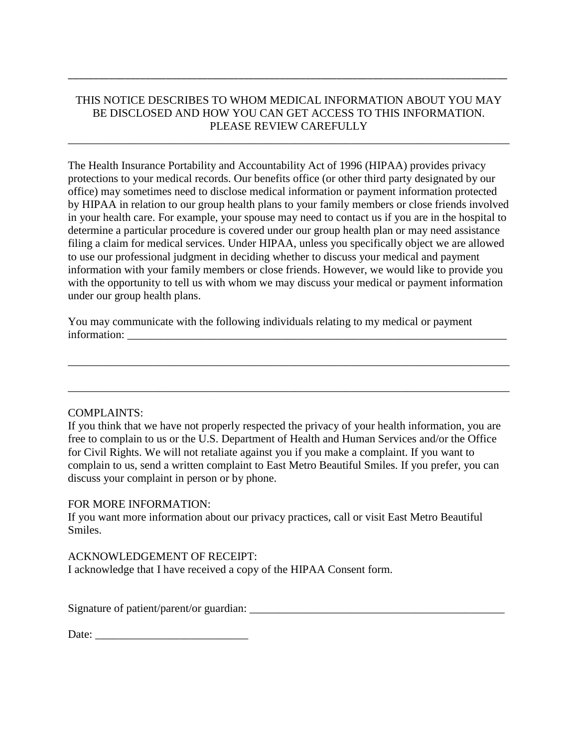---

THIS NOTICE DESCRIBES TO WHOM MEDICAL INFORMATION ABOUT YOU MAY BE DISCLOSED AND HOW YOU CAN GET ACCESS TO THIS INFORMATION. PLEASE REVIEW CAREFULLY

---

The Health Insurance Portability and Accountability Act of 1996 (HIPAA) provides privacy protections to your medical records. Our benefits office (or other third party designated by our office) may sometimes need to disclose medical information or payment information protected by HIPAA in relation to our group health plans to your family members or close friends involved in your health care. For example, your spouse may need to contact us if you are in the hospital to determine a particular procedure is covered under our group health plan or may need assistance filing a claim for medical services. Under HIPAA, unless you specifically object we are allowed to use our professional judgment in deciding whether to discuss your medical and payment information with your family members or close friends. However, we would like to provide you with the opportunity to tell us with whom we may discuss your medical or payment information under our group health plans.

You may communicate with the following individuals relating to my medical or payment information: ______________________________________________________________________

______________________________________________________________________________

______________________________________________________________________________

COMPLAINTS:
If you think that we have not properly respected the privacy of your health information, you are free to complain to us or the U.S. Department of Health and Human Services and/or the Office for Civil Rights. We will not retaliate against you if you make a complaint. If you want to complain to us, send a written complaint to East Metro Beautiful Smiles. If you prefer, you can discuss your complaint in person or by phone.

FOR MORE INFORMATION:
If you want more information about our privacy practices, call or visit East Metro Beautiful Smiles.

ACKNOWLEDGEMENT OF RECEIPT:
I acknowledge that I have received a copy of the HIPAA Consent form.

Signature of patient/parent/or guardian: _______________________________________________

Date: ___________________________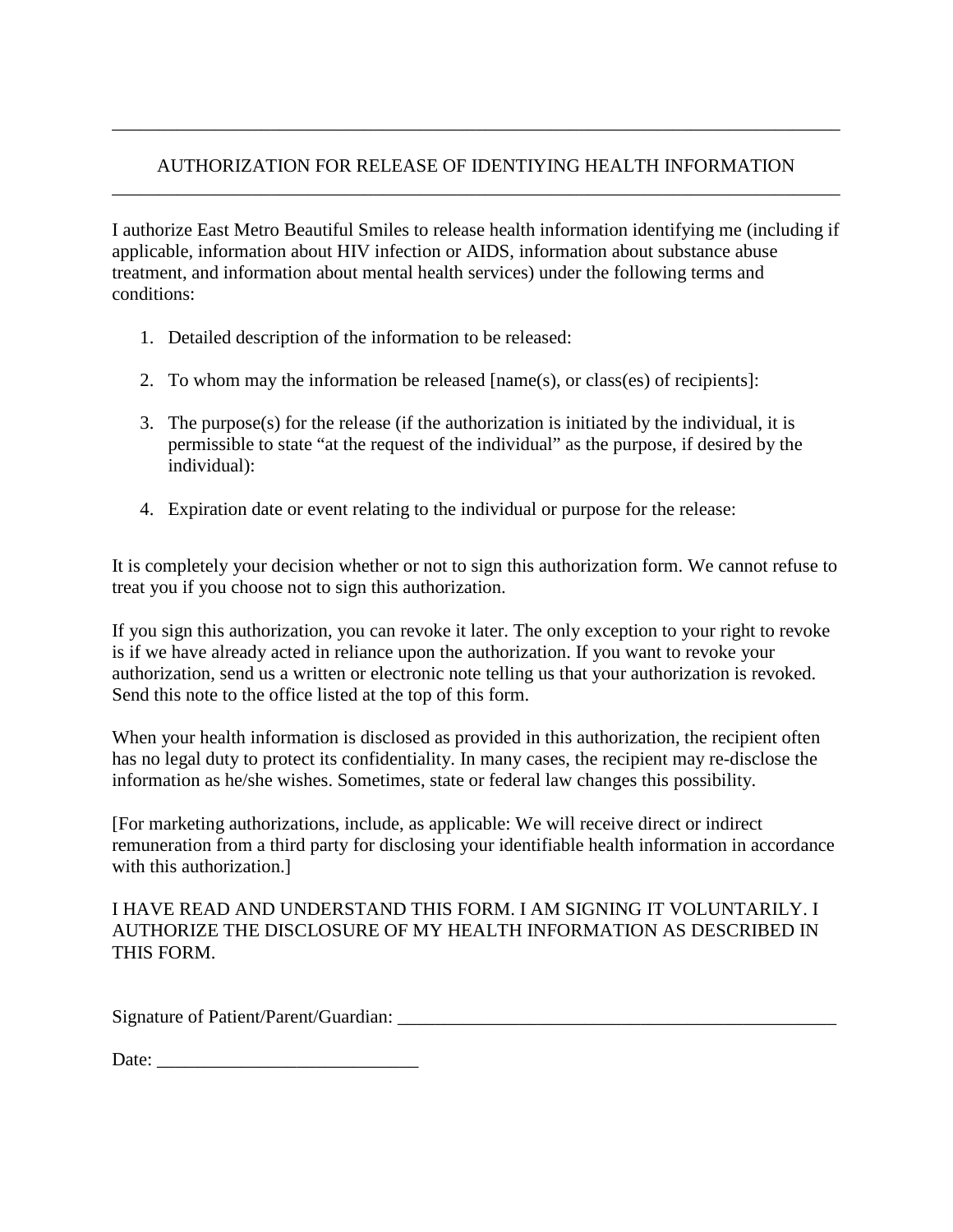---

AUTHORIZATION FOR RELEASE OF IDENTIYING HEALTH INFORMATION

---

I authorize East Metro Beautiful Smiles to release health information identifying me (including if applicable, information about HIV infection or AIDS, information about substance abuse treatment, and information about mental health services) under the following terms and conditions:

1. Detailed description of the information to be released:

2. To whom may the information be released [name(s), or class(es) of recipients]:

3. The purpose(s) for the release (if the authorization is initiated by the individual, it is permissible to state "at the request of the individual" as the purpose, if desired by the individual):

4. Expiration date or event relating to the individual or purpose for the release:

It is completely your decision whether or not to sign this authorization form. We cannot refuse to treat you if you choose not to sign this authorization.

If you sign this authorization, you can revoke it later. The only exception to your right to revoke is if we have already acted in reliance upon the authorization. If you want to revoke your authorization, send us a written or electronic note telling us that your authorization is revoked. Send this note to the office listed at the top of this form.

When your health information is disclosed as provided in this authorization, the recipient often has no legal duty to protect its confidentiality. In many cases, the recipient may re-disclose the information as he/she wishes. Sometimes, state or federal law changes this possibility.

[For marketing authorizations, include, as applicable: We will receive direct or indirect remuneration from a third party for disclosing your identifiable health information in accordance with this authorization.]

I HAVE READ AND UNDERSTAND THIS FORM. I AM SIGNING IT VOLUNTARILY. I AUTHORIZE THE DISCLOSURE OF MY HEALTH INFORMATION AS DESCRIBED IN THIS FORM.

Signature of Patient/Parent/Guardian: ______________________________________________

Date: ____________________________